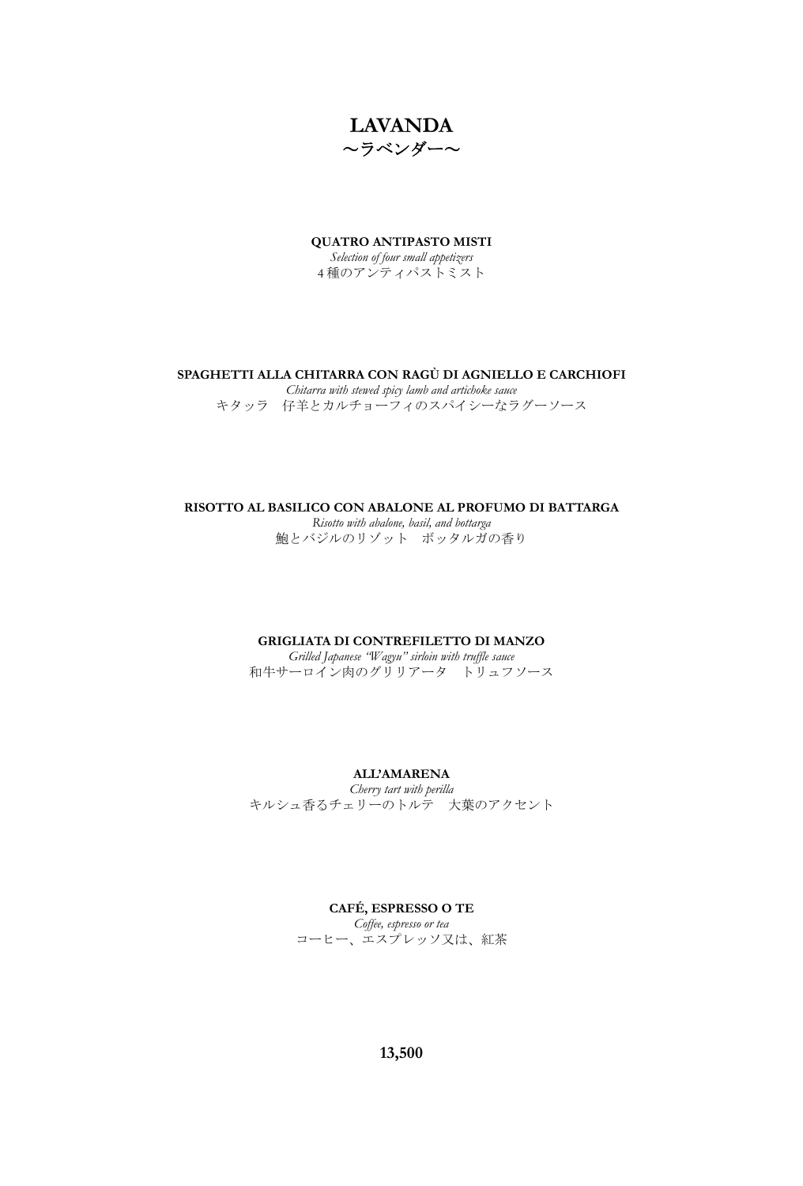# LAVANDA
## ～ラベンダー～

**QUATRO ANTIPASTO MISTI**
*Selection of four small appetizers*
4 種のアンティパストミスト

**SPAGHETTI ALLA CHITARRA CON RAGÙ DI AGNIELLO E CARCHIOFI**
*Chitarra with stewed spicy lamb and artichoke sauce*
キタッラ　仔羊とカルチョーフィのスパイシーなラグーソース

**RISOTTO AL BASILICO CON ABALONE AL PROFUMO DI BATTARGA**
*Risotto with abalone, basil, and bottarga*
鮑とバジルのリゾット　ボッタルガの香り

**GRIGLIATA DI CONTREFILETTO DI MANZO**
*Grilled Japanese "Wagyu" sirloin with truffle sauce*
和牛サーロイン肉のグリリアータ　トリュフソース

**ALL'AMARENA**
*Cherry tart with perilla*
キルシュ香るチェリーのトルテ　大葉のアクセント

**CAFÉ, ESPRESSO O TE**
*Coffee, espresso or tea*
コーヒー、エスプレッソ又は、紅茶

**13,500**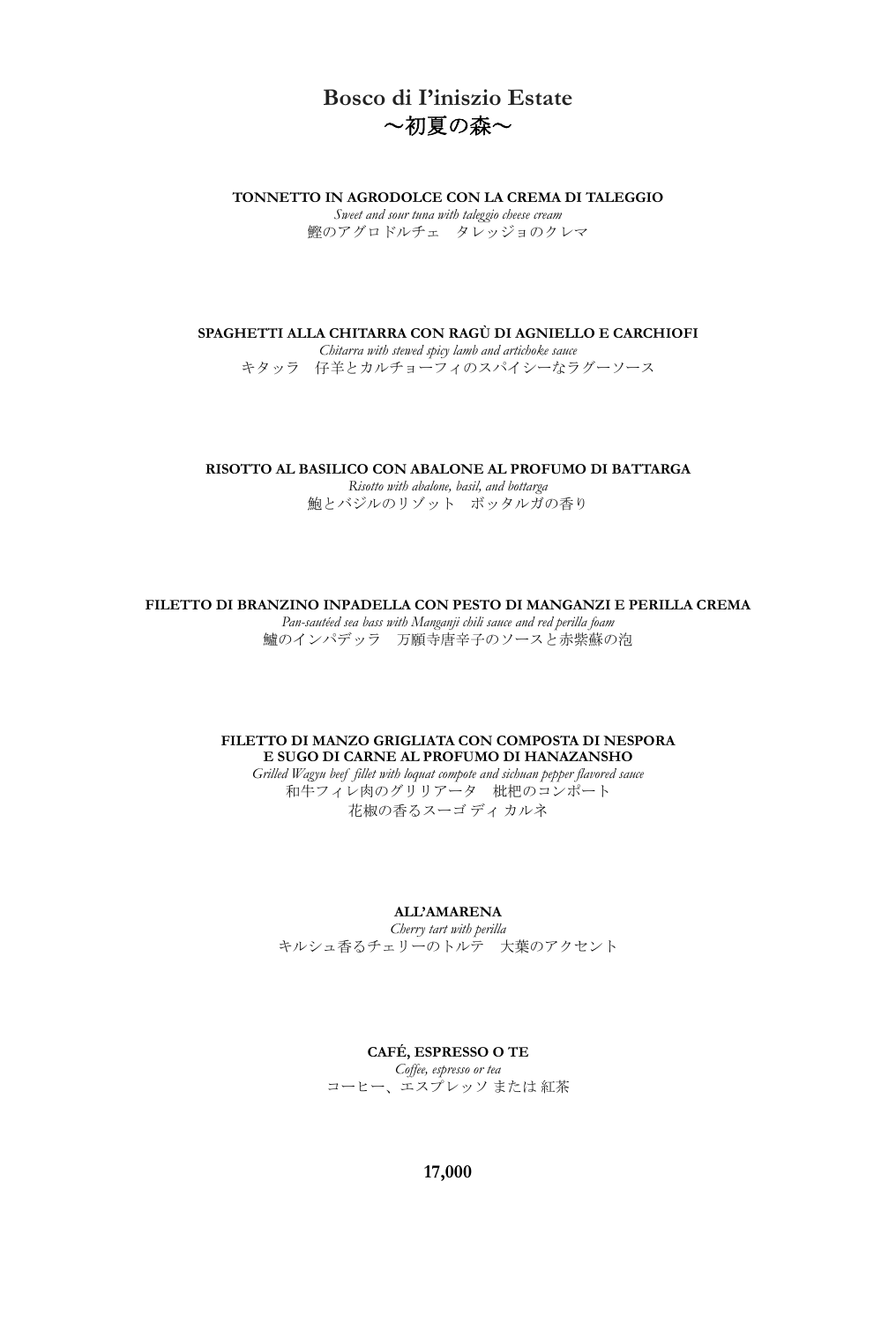# Bosco di I’iniszio Estate
# ～初夏の森～

**TONNETTO IN AGRODOLCE CON LA CREMA DI TALEGGIO**
*Sweet and sour tuna with taleggio cheese cream*
鰹のアグロドルチェ　タレッジョのクレマ

**SPAGHETTI ALLA CHITARRA CON RAGÙ DI AGNIELLO E CARCHIOFI**
*Chitarra with stewed spicy lamb and artichoke sauce*
キタッラ　仔羊とカルチョーフィのスパイシーなラグーソース

**RISOTTO AL BASILICO CON ABALONE AL PROFUMO DI BATTARGA**
*Risotto with abalone, basil, and bottarga*
鮑とバジルのリゾット　ボッタルガの香り

**FILETTO DI BRANZINO INPADELLA CON PESTO DI MANGANZI E PERILLA CREMA**
*Pan-sautéed sea bass with Manganji chili sauce and red perilla foam*
鱸のインパデッラ　万願寺唐辛子のソースと赤紫蘇の泡

**FILETTO DI MANZO GRIGLIATA CON COMPOSTA DI NESPORA E SUGO DI CARNE AL PROFUMO DI HANAZANSHO**
*Grilled Wagyu beef fillet with loquat compote and sichuan pepper flavored sauce*
和牛フィレ肉のグリリアータ　枇杷のコンポート
花椒の香るスーゴ ディ カルネ

**ALL’AMARENA**
*Cherry tart with perilla*
キルシュ香るチェリーのトルテ　大葉のアクセント

**CAFÉ, ESPRESSO O TE**
*Coffee, espresso or tea*
コーヒー、エスプレッソ または 紅茶

**17,000**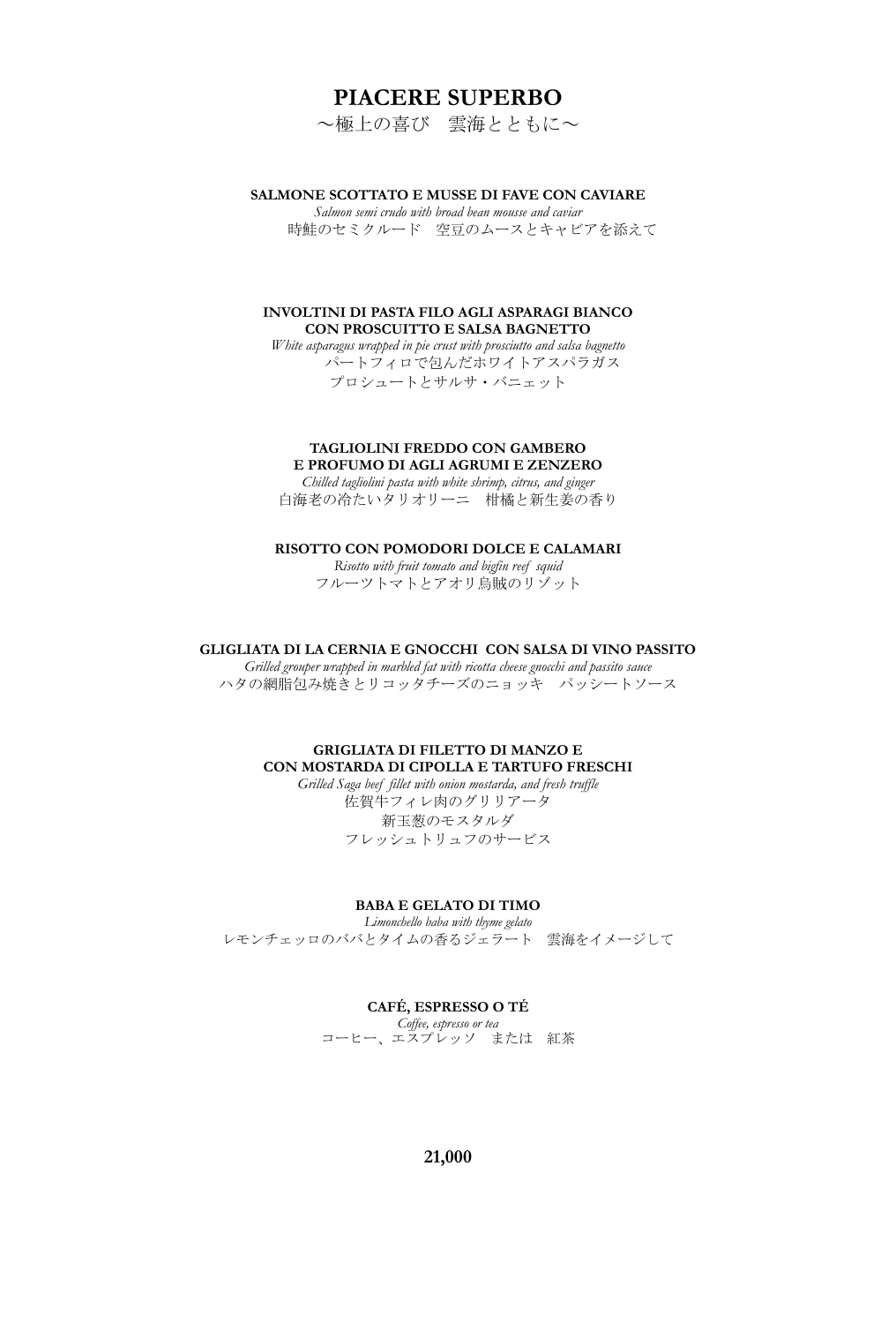# PIACERE SUPERBO

〜極上の喜び　雲海とともに〜

**SALMONE SCOTTATO E MUSSE DI FAVE CON CAVIARE**
*Salmon semi crudo with broad bean mousse and caviar*
時鮭のセミクルード　空豆のムースとキャビアを添えて

**INVOLTINI DI PASTA FILO AGLI ASPARAGI BIANCO**
**CON PROSCUITTO E SALSA BAGNETTO**
*White asparagus wrapped in pie crust with prosciutto and salsa bagnetto*
パートフィロで包んだホワイトアスパラガス
プロシュートとサルサ・バニェット

**TAGLIOLINI FREDDO CON GAMBERO**
**E PROFUMO DI AGLI AGRUMI E ZENZERO**
*Chilled tagliolini pasta with white shrimp, citrus, and ginger*
白海老の冷たいタリオリーニ　柑橘と新生姜の香り

**RISOTTO CON POMODORI DOLCE E CALAMARI**
*Risotto with fruit tomato and bigfin reef squid*
フルーツトマトとアオリ烏賊のリゾット

**GLIGLIATA DI LA CERNIA E GNOCCHI CON SALSA DI VINO PASSITO**
*Grilled grouper wrapped in marbled fat with ricotta cheese gnocchi and passito sauce*
ハタの網脂包み焼きとリコッタチーズのニョッキ　パッシートソース

**GRIGLIATA DI FILETTO DI MANZO E**
**CON MOSTARDA DI CIPOLLA E TARTUFO FRESCHI**
*Grilled Saga beef fillet with onion mostarda, and fresh truffle*
佐賀牛フィレ肉のグリリアータ
新玉葱のモスタルダ
フレッシュトリュフのサービス

**BABA E GELATO DI TIMO**
*Limonchello baba with thyme gelato*
レモンチェッロのババとタイムの香るジェラート　雲海をイメージして

**CAFÉ, ESPRESSO O TÉ**
*Coffee, espresso or tea*
コーヒー、エスプレッソ　または　紅茶

**21,000**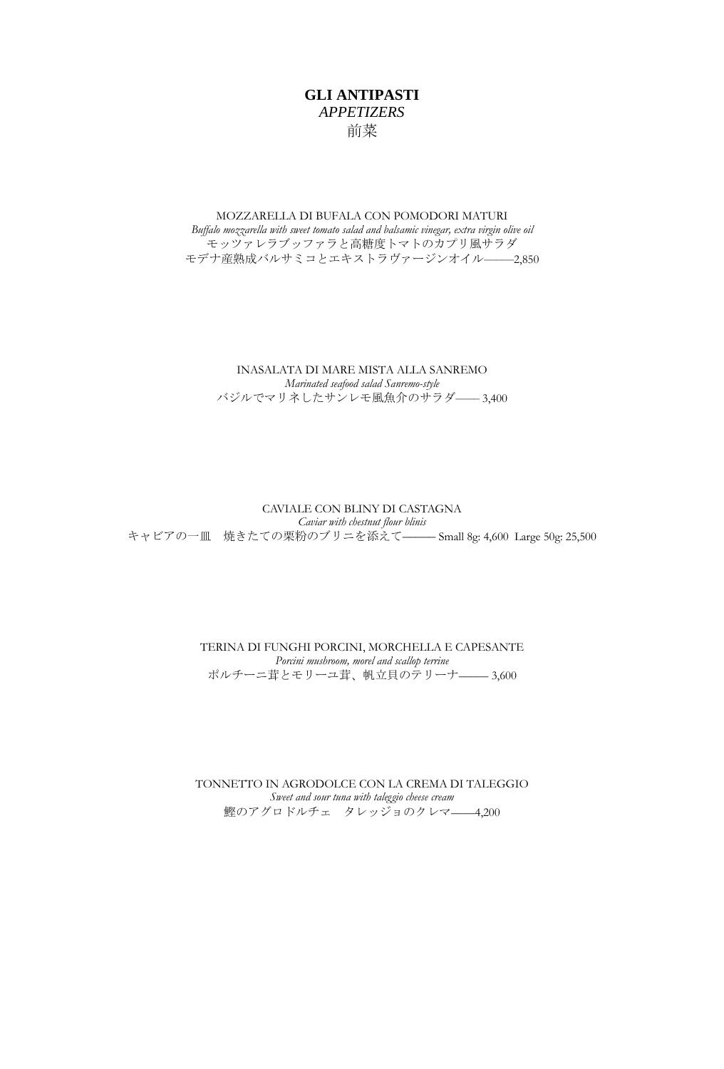# GLI ANTIPASTI

*APPETIZERS*

前菜

MOZZARELLA DI BUFALA CON POMODORI MATURI

*Buffalo mozzarella with sweet tomato salad and balsamic vinegar, extra virgin olive oil*

モッツァレラブッファラと高糖度トマトのカプリ風サラダ
モデナ産熟成バルサミコとエキストラヴァージンオイル———2,850

INASALATA DI MARE MISTA ALLA SANREMO

*Marinated seafood salad Sanremo-style*

バジルでマリネしたサンレモ風魚介のサラダ—— 3,400

CAVIALE CON BLINY DI CASTAGNA

*Caviar with chestnut flour blinis*

キャビアの一皿　焼きたての栗粉のブリニを添えて——— Small 8g: 4,600 Large 50g: 25,500

TERINA DI FUNGHI PORCINI, MORCHELLA E CAPESANTE

*Porcini mushroom, morel and scallop terrine*

ポルチーニ茸とモリーユ茸、帆立貝のテリーナ——— 3,600

TONNETTO IN AGRODOLCE CON LA CREMA DI TALEGGIO

*Sweet and sour tuna with taleggio cheese cream*

鰹のアグロドルチェ　タレッジョのクレマ——4,200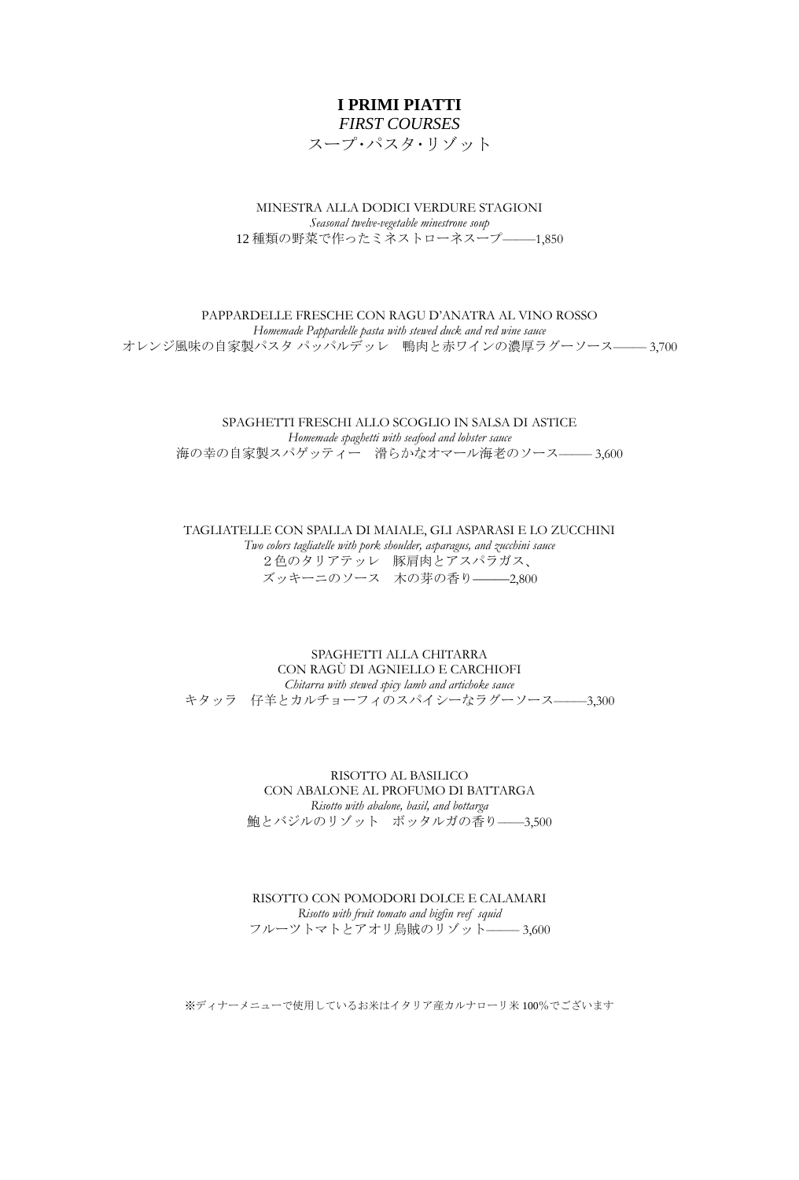# I PRIMI PIATTI

*FIRST COURSES*

スープ・パスタ・リゾット

MINESTRA ALLA DODICI VERDURE STAGIONI

*Seasonal twelve-vegetable minestrone soup*

12 種類の野菜で作ったミネストローネスープ―――1,850

PAPPARDELLE FRESCHE CON RAGU D'ANATRA AL VINO ROSSO

*Homemade Pappardelle pasta with stewed duck and red wine sauce*

オレンジ風味の自家製パスタ パッパルデッレ　鴨肉と赤ワインの濃厚ラグーソース――― 3,700

SPAGHETTI FRESCHI ALLO SCOGLIO IN SALSA DI ASTICE

*Homemade spaghetti with seafood and lobster sauce*

海の幸の自家製スパゲッティー　滑らかなオマール海老のソース――― 3,600

TAGLIATELLE CON SPALLA DI MAIALE, GLI ASPARASI E LO ZUCCHINI

*Two colors tagliatelle with pork shoulder, asparagus, and zucchini sauce*

２色のタリアテッレ　豚肩肉とアスパラガス、

ズッキーニのソース　木の芽の香り―――2,800

SPAGHETTI ALLA CHITARRA

CON RAGÙ DI AGNIELLO E CARCHIOFI

*Chitarra with stewed spicy lamb and artichoke sauce*

キタッラ　仔羊とカルチョーフィのスパイシーなラグーソース―――3,300

RISOTTO AL BASILICO

CON ABALONE AL PROFUMO DI BATTARGA

*Risotto with abalone, basil, and bottarga*

鮑とバジルのリゾット　ボッタルガの香り――3,500

RISOTTO CON POMODORI DOLCE E CALAMARI

*Risotto with fruit tomato and bigfin reef squid*

フルーツトマトとアオリ烏賊のリゾット――― 3,600

※ディナーメニューで使用しているお米はイタリア産カルナローリ米 100%でございます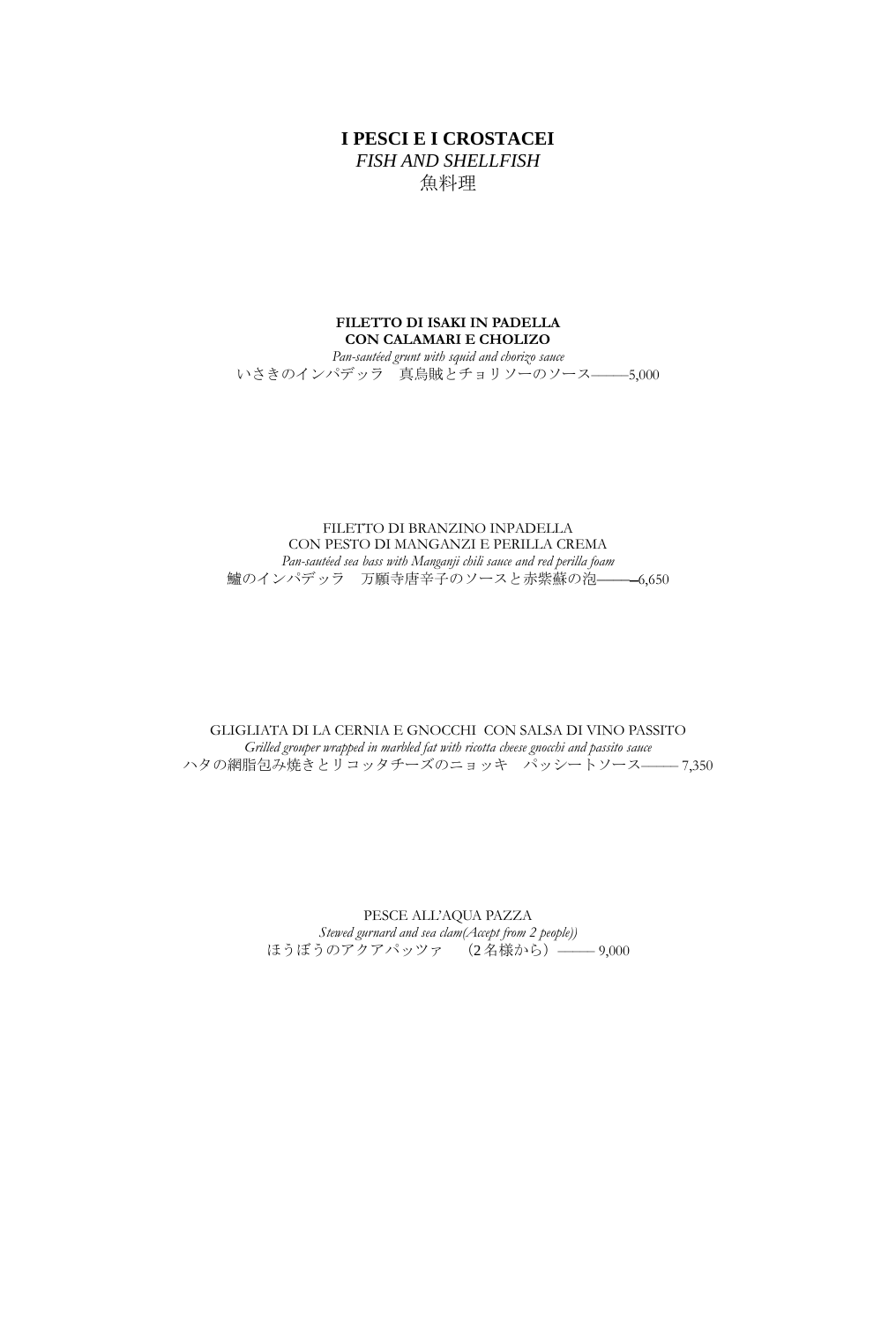# I PESCI E I CROSTACEI

*FISH AND SHELLFISH*

魚料理

**FILETTO DI ISAKI IN PADELLA**
**CON CALAMARI E CHOLIZO**
*Pan-sautéed grunt with squid and chorizo sauce*
いさきのインパデッラ　真烏賊とチョリソーのソース―――5,000

FILETTO DI BRANZINO INPADELLA
CON PESTO DI MANGANZI E PERILLA CREMA
*Pan-sautéed sea bass with Manganji chili sauce and red perilla foam*
鱸のインパデッラ　万願寺唐辛子のソースと赤紫蘇の泡―――6,650

GLIGLIATA DI LA CERNIA E GNOCCHI CON SALSA DI VINO PASSITO
*Grilled grouper wrapped in marbled fat with ricotta cheese gnocchi and passito sauce*
ハタの網脂包み焼きとリコッタチーズのニョッキ　パッシートソース――― 7,350

PESCE ALL'AQUA PAZZA
*Stewed gurnard and sea clam(Accept from 2 people))*
ほうぼうのアクアパッツァ　（2 名様から）――― 9,000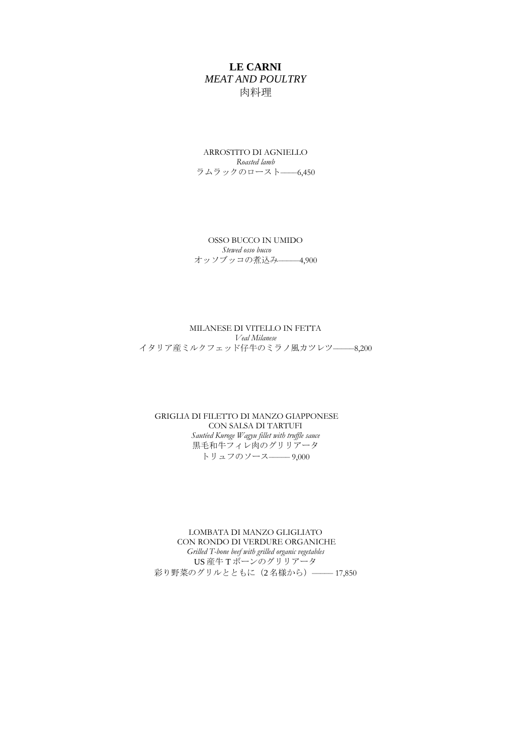# LE CARNI
## *MEAT AND POULTRY*
## 肉料理

ARROSTITO DI AGNIELLO
*Roasted lamb*
ラムラックのロースト――6,450

OSSO BUCCO IN UMIDO
*Stewed osso bucco*
オッソブッコの煮込み―――4,900

MILANESE DI VITELLO IN FETTA
*Veal Milanese*
イタリア産ミルクフェッド仔牛のミラノ風カツレツ―――8,200

GRIGLIA DI FILETTO DI MANZO GIAPPONESE
CON SALSA DI TARTUFI
*Sautéed Kuroge Wagyu fillet with truffle sauce*
黒毛和牛フィレ肉のグリリアータ
トリュフのソース――― 9,000

LOMBATA DI MANZO GLIGLIATO
CON RONDO DI VERDURE ORGANICHE
*Grilled T-bone beef with grilled organic vegetables*
US 産牛 T ボーンのグリリアータ
彩り野菜のグリルとともに（2 名様から）――― 17,850